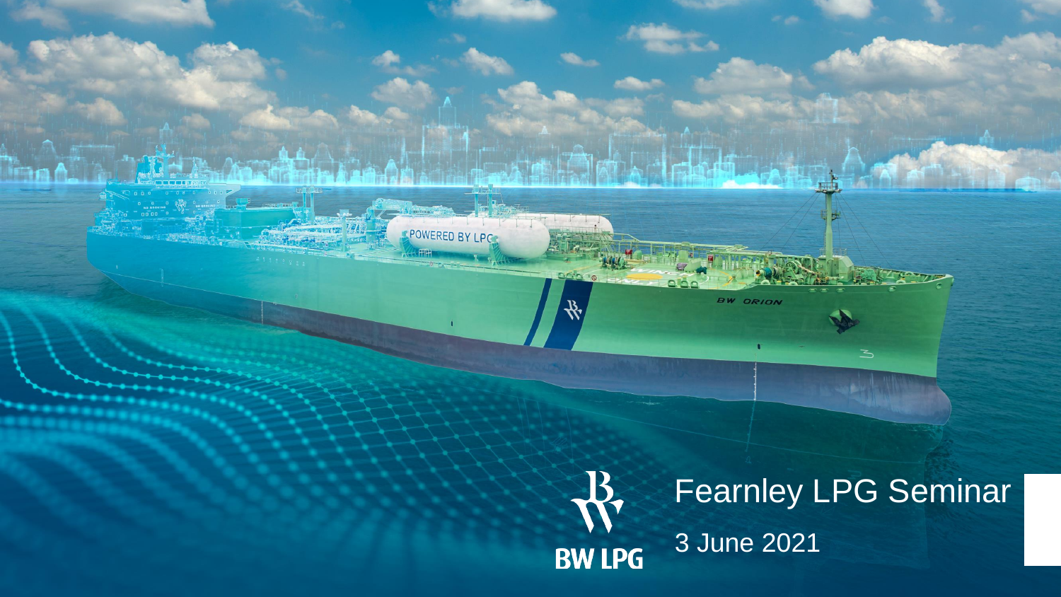# Fearnley LPG Seminar

3 June 2021

BW LPG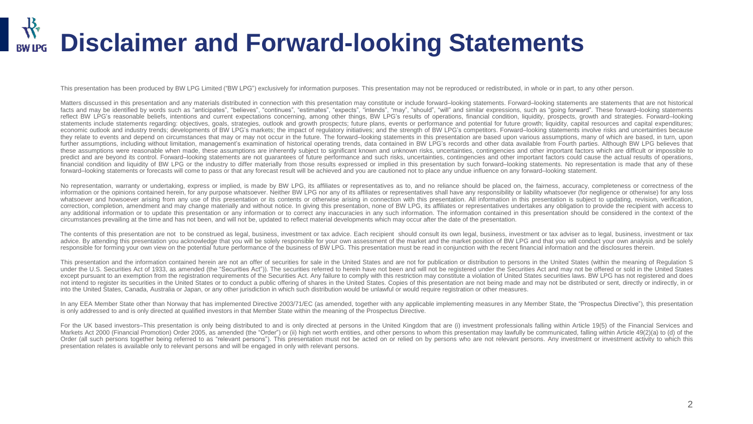# Disclaimer and Forward-looking Statements

This presentation has been produced by BW LPG Limited ("BW LPG") exclusively for information purposes. This presentation may not be reproduced or redistributed, in whole or in part, to any other person.

Matters discussed in this presentation and any materials distributed in connection with this presentation may constitute or include forward–looking statements. Forward–looking statements are statements that are not historical facts and may be identified by words such as "anticipates", "believes", "continues", "estimates", "expects", "intends", "may", "should", "will" and similar expressions, such as "going forward". These forward–looking statements reflect BW LPG's reasonable beliefs, intentions and current expectations concerning, among other things, BW LPG's results of operations, financial condition, liquidity, prospects, growth and strategies. Forward–looking statements include statements regarding: objectives, goals, strategies, outlook and growth prospects; future plans, events or performance and potential for future growth; liquidity, capital resources and capital expenditures; economic outlook and industry trends; developments of BW LPG's markets; the impact of regulatory initiatives; and the strength of BW LPG's competitors. Forward–looking statements involve risks and uncertainties because they relate to events and depend on circumstances that may or may not occur in the future. The forward–looking statements in this presentation are based upon various assumptions, many of which are based, in turn, upon further assumptions, including without limitation, management's examination of historical operating trends, data contained in BW LPG's records and other data available from Fourth parties. Although BW LPG believes that these assumptions were reasonable when made, these assumptions are inherently subject to significant known and unknown risks, uncertainties, contingencies and other important factors which are difficult or impossible to predict and are beyond its control. Forward–looking statements are not guarantees of future performance and such risks, uncertainties, contingencies and other important factors could cause the actual results of operations, financial condition and liquidity of BW LPG or the industry to differ materially from those results expressed or implied in this presentation by such forward–looking statements. No representation is made that any of these forward–looking statements or forecasts will come to pass or that any forecast result will be achieved and you are cautioned not to place any undue influence on any forward–looking statement.

No representation, warranty or undertaking, express or implied, is made by BW LPG, its affiliates or representatives as to, and no reliance should be placed on, the fairness, accuracy, completeness or correctness of the information or the opinions contained herein, for any purpose whatsoever. Neither BW LPG nor any of its affiliates or representatives shall have any responsibility or liability whatsoever (for negligence or otherwise) for any loss whatsoever and howsoever arising from any use of this presentation or its contents or otherwise arising in connection with this presentation. All information in this presentation is subject to updating, revision, verification, correction, completion, amendment and may change materially and without notice. In giving this presentation, none of BW LPG, its affiliates or representatives undertakes any obligation to provide the recipient with access to any additional information or to update this presentation or any information or to correct any inaccuracies in any such information. The information contained in this presentation should be considered in the context of the circumstances prevailing at the time and has not been, and will not be, updated to reflect material developments which may occur after the date of the presentation.

The contents of this presentation are not to be construed as legal, business, investment or tax advice. Each recipient should consult its own legal, business, investment or tax adviser as to legal, business, investment or tax advice. By attending this presentation you acknowledge that you will be solely responsible for your own assessment of the market and the market position of BW LPG and that you will conduct your own analysis and be solely responsible for forming your own view on the potential future performance of the business of BW LPG. This presentation must be read in conjunction with the recent financial information and the disclosures therein.

This presentation and the information contained herein are not an offer of securities for sale in the United States and are not for publication or distribution to persons in the United States (within the meaning of Regulation S under the U.S. Securities Act of 1933, as amended (the "Securities Act")). The securities referred to herein have not been and will not be registered under the Securities Act and may not be offered or sold in the United States except pursuant to an exemption from the registration requirements of the Securities Act. Any failure to comply with this restriction may constitute a violation of United States securities laws. BW LPG has not registered and does not intend to register its securities in the United States or to conduct a public offering of shares in the United States. Copies of this presentation are not being made and may not be distributed or sent, directly or indirectly, in or into the United States, Canada, Australia or Japan, or any other jurisdiction in which such distribution would be unlawful or would require registration or other measures.

In any EEA Member State other than Norway that has implemented Directive 2003/71/EC (as amended, together with any applicable implementing measures in any Member State, the "Prospectus Directive"), this presentation is only addressed to and is only directed at qualified investors in that Member State within the meaning of the Prospectus Directive.

For the UK based investors–This presentation is only being distributed to and is only directed at persons in the United Kingdom that are (i) investment professionals falling within Article 19(5) of the Financial Services and Markets Act 2000 (Financial Promotion) Order 2005, as amended (the "Order") or (ii) high net worth entities, and other persons to whom this presentation may lawfully be communicated, falling within Article 49(2)(a) to (d) of the Order (all such persons together being referred to as "relevant persons"). This presentation must not be acted on or relied on by persons who are not relevant persons. Any investment or investment activity to which this presentation relates is available only to relevant persons and will be engaged in only with relevant persons.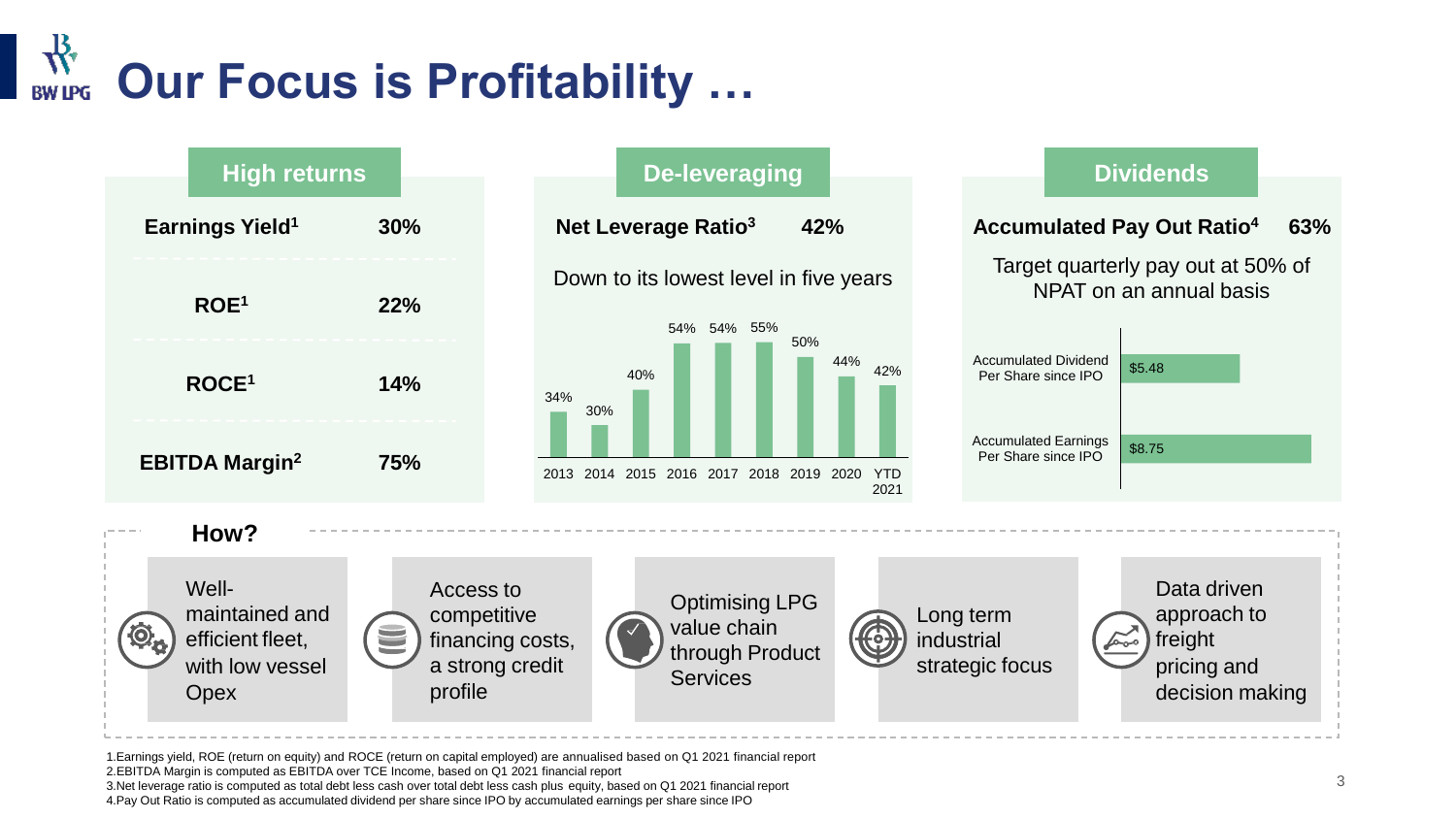# Our Focus is Profitability …

## High returns

| Metric | Value |
|---|---|
| Earnings Yield[1] | 30% |
| ROE[1] | 22% |
| ROCE[1] | 14% |
| EBITDA Margin[2] | 75% |

## De-leveraging

**Net Leverage Ratio[3]** **42%**

Down to its lowest level in five years

| Year | Net Leverage Ratio |
|---|---|
| 2013 | 34% |
| 2014 | 30% |
| 2015 | 40% |
| 2016 | 54% |
| 2017 | 54% |
| 2018 | 55% |
| 2019 | 50% |
| 2020 | 44% |
| YTD 2021 | 42% |

## Dividends

**Accumulated Pay Out Ratio[4]** **63%**

Target quarterly pay out at 50% of NPAT on an annual basis

| | |
|---|---|
| Accumulated Dividend Per Share since IPO | $5.48 |
| Accumulated Earnings Per Share since IPO | $8.75 |

## How?

- Well-maintained and efficient fleet, with low vessel Opex
- Access to competitive financing costs, a strong credit profile
- Optimising LPG value chain through Product Services
- Long term industrial strategic focus
- Data driven approach to freight pricing and decision making

1. Earnings yield, ROE (return on equity) and ROCE (return on capital employed) are annualised based on Q1 2021 financial report
2. EBITDA Margin is computed as EBITDA over TCE Income, based on Q1 2021 financial report
3. Net leverage ratio is computed as total debt less cash over total debt less cash plus equity, based on Q1 2021 financial report
4. Pay Out Ratio is computed as accumulated dividend per share since IPO by accumulated earnings per share since IPO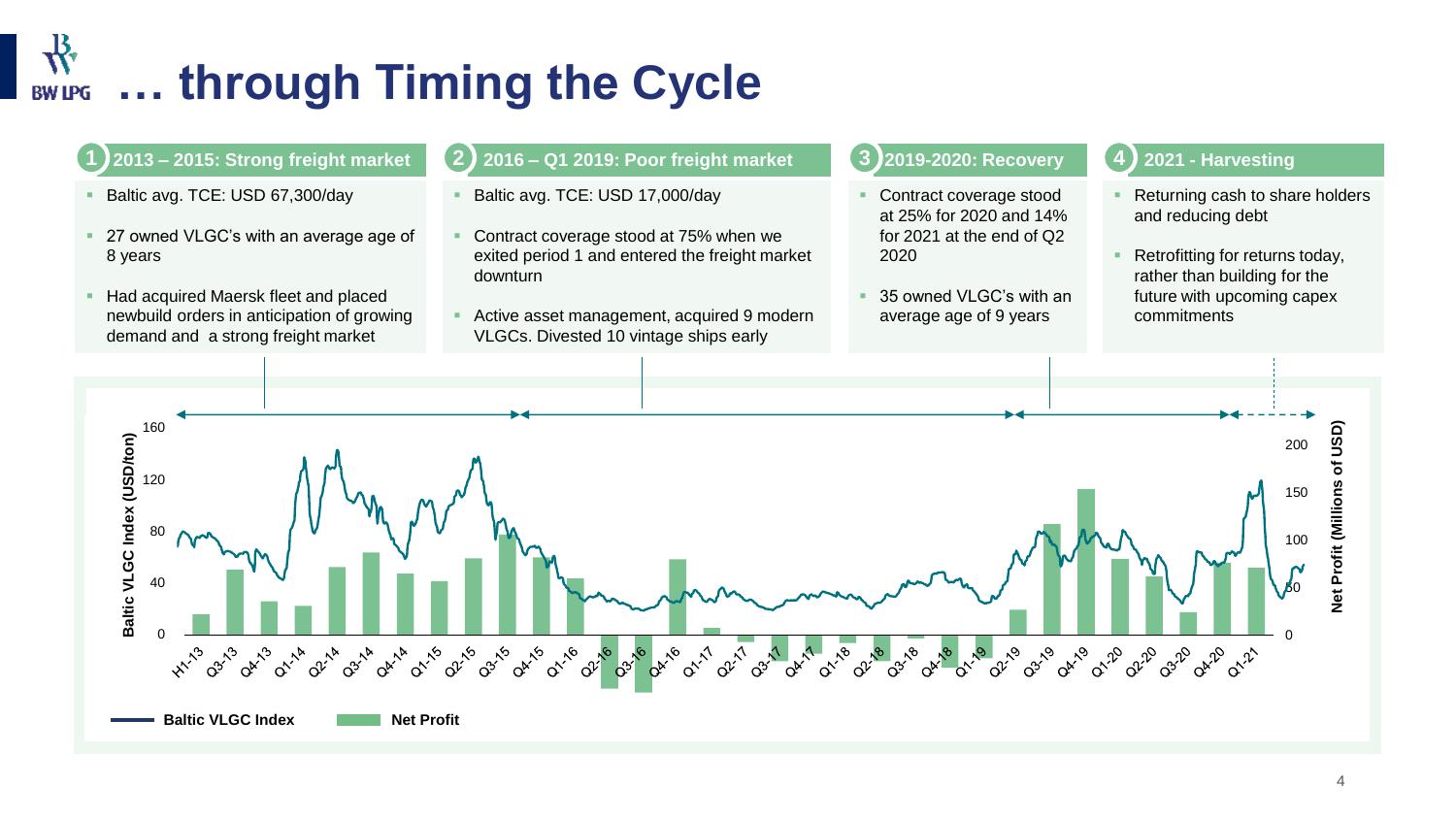# … through Timing the Cycle

## 1 2013 – 2015: Strong freight market

- Baltic avg. TCE: USD 67,300/day
- 27 owned VLGC's with an average age of 8 years
- Had acquired Maersk fleet and placed newbuild orders in anticipation of growing demand and a strong freight market

## 2 2016 – Q1 2019: Poor freight market

- Baltic avg. TCE: USD 17,000/day
- Contract coverage stood at 75% when we exited period 1 and entered the freight market downturn
- Active asset management, acquired 9 modern VLGCs. Divested 10 vintage ships early

## 3 2019-2020: Recovery

- Contract coverage stood at 25% for 2020 and 14% for 2021 at the end of Q2 2020
- 35 owned VLGC's with an average age of 9 years

## 4 2021 - Harvesting

- Returning cash to share holders and reducing debt
- Retrofitting for returns today, rather than building for the future with upcoming capex commitments

Baltic VLGC Index (USD/ton) — Net Profit (Millions of USD)

H1-13, Q3-13, Q4-13, Q1-14, Q2-14, Q3-14, Q4-14, Q1-15, Q2-15, Q3-15, Q4-15, Q1-16, Q2-16, Q3-16, Q4-16, Q1-17, Q2-17, Q3-17, Q4-17, Q1-18, Q2-18, Q3-18, Q4-18, Q1-19, Q2-19, Q3-19, Q4-19, Q1-20, Q2-20, Q3-20, Q4-20, Q1-21

Baltic VLGC Index | Net Profit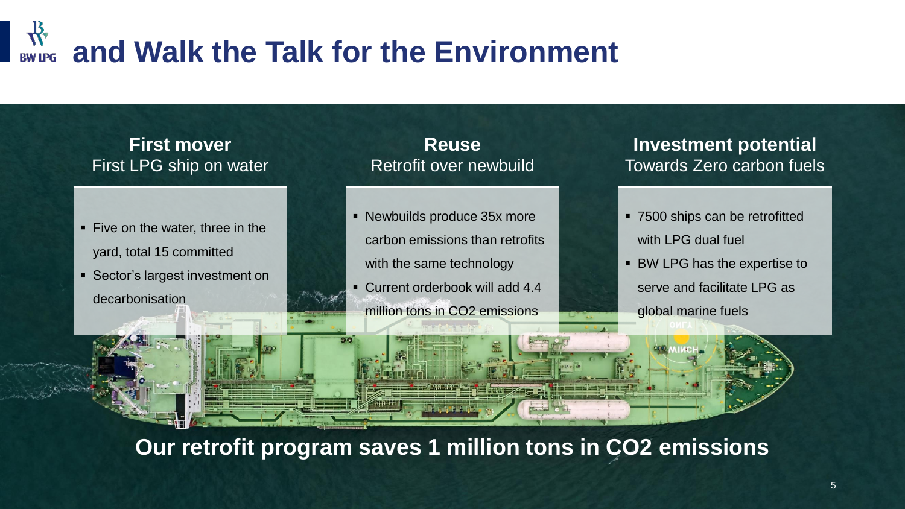# and Walk the Talk for the Environment

### First mover
First LPG ship on water

- Five on the water, three in the yard, total 15 committed
- Sector's largest investment on decarbonisation

### Reuse
Retrofit over newbuild

- Newbuilds produce 35x more carbon emissions than retrofits with the same technology
- Current orderbook will add 4.4 million tons in $CO_2$ emissions

### Investment potential
Towards Zero carbon fuels

- 7500 ships can be retrofitted with LPG dual fuel
- BW LPG has the expertise to serve and facilitate LPG as global marine fuels

**Our retrofit program saves 1 million tons in $CO_2$ emissions**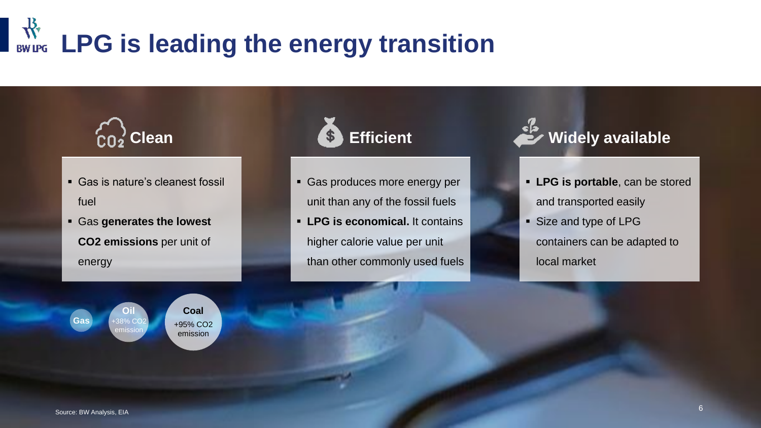# LPG is leading the energy transition

## Clean

- Gas is nature's cleanest fossil fuel
- Gas **generates the lowest $CO_2$ emissions** per unit of energy

Gas

Oil
+38% $CO_2$ emission

Coal
+95% $CO_2$ emission

## Efficient

- Gas produces more energy per unit than any of the fossil fuels
- **LPG is economical.** It contains higher calorie value per unit than other commonly used fuels

## Widely available

- **LPG is portable**, can be stored and transported easily
- Size and type of LPG containers can be adapted to local market

Source: BW Analysis, EIA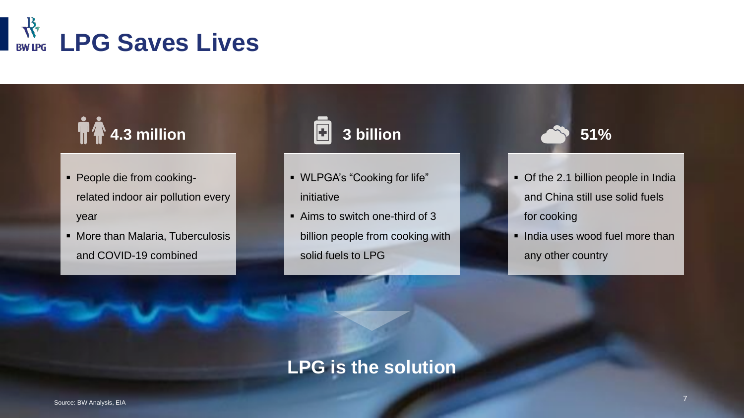# LPG Saves Lives

### 4.3 million

- People die from cooking-related indoor air pollution every year
- More than Malaria, Tuberculosis and COVID-19 combined

### 3 billion

- WLPGA's "Cooking for life" initiative
- Aims to switch one-third of 3 billion people from cooking with solid fuels to LPG

### 51%

- Of the 2.1 billion people in India and China still use solid fuels for cooking
- India uses wood fuel more than any other country

**LPG is the solution**

Source: BW Analysis, EIA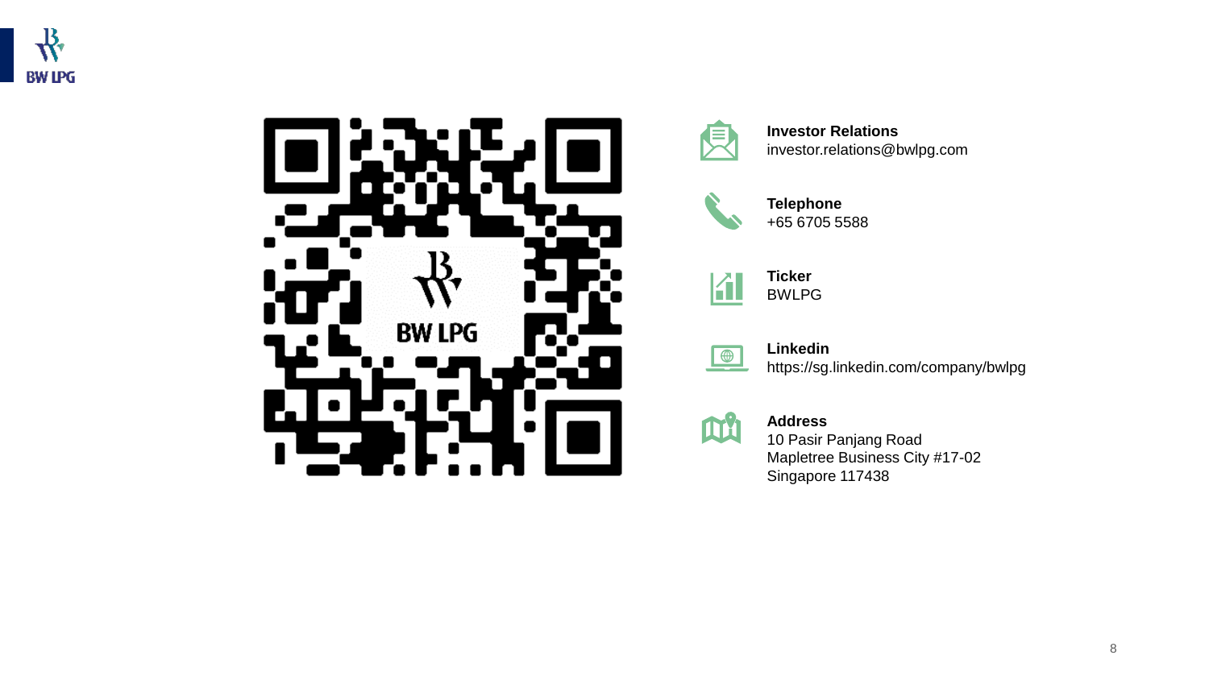**Investor Relations**
investor.relations@bwlpg.com

**Telephone**
+65 6705 5588

**Ticker**
BWLPG

**Linkedin**
https://sg.linkedin.com/company/bwlpg

**Address**
10 Pasir Panjang Road
Mapletree Business City #17-02
Singapore 117438